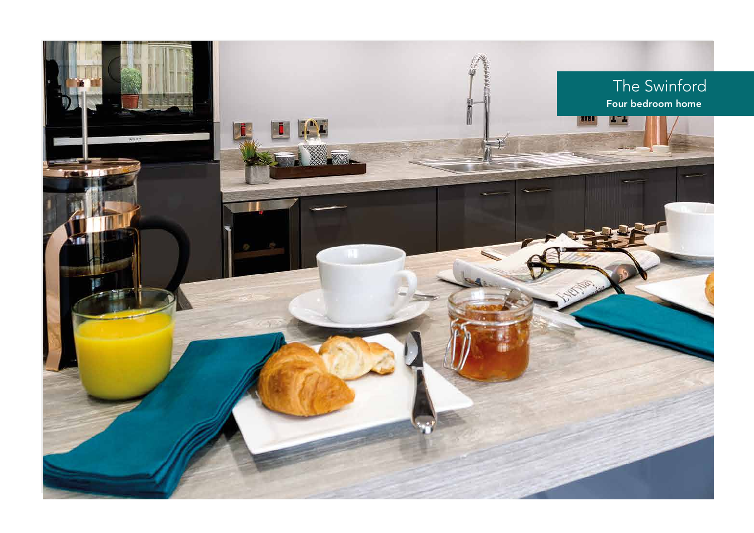# The Swinford

**Four bedroom home**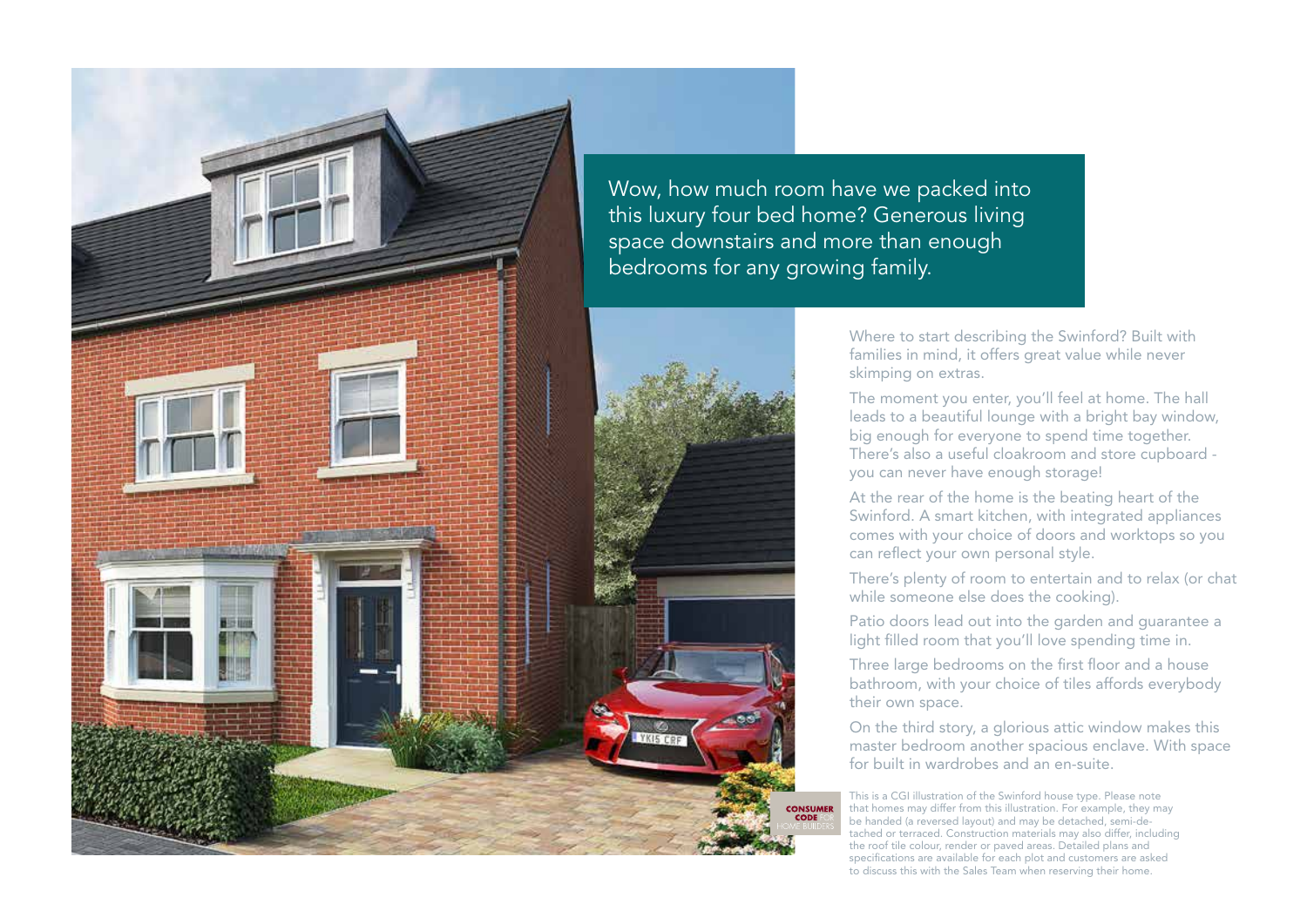Wow, how much room have we packed into this luxury four bed home? Generous living space downstairs and more than enough bedrooms for any growing family.

Where to start describing the Swinford? Built with families in mind, it offers great value while never skimping on extras.

The moment you enter, you'll feel at home. The hall leads to a beautiful lounge with a bright bay window, big enough for everyone to spend time together. There's also a useful cloakroom and store cupboard - you can never have enough storage!

At the rear of the home is the beating heart of the Swinford. A smart kitchen, with integrated appliances comes with your choice of doors and worktops so you can reflect your own personal style.

There's plenty of room to entertain and to relax (or chat while someone else does the cooking).

Patio doors lead out into the garden and guarantee a light filled room that you'll love spending time in.

Three large bedrooms on the first floor and a house bathroom, with your choice of tiles affords everybody their own space.

On the third story, a glorious attic window makes this master bedroom another spacious enclave. With space for built in wardrobes and an en-suite.

CONSUMER CODE FOR HOME BUILDERS

This is a CGI illustration of the Swinford house type. Please note that homes may differ from this illustration. For example, they may be handed (a reversed layout) and may be detached, semi-detached or terraced. Construction materials may also differ, including the roof tile colour, render or paved areas. Detailed plans and specifications are available for each plot and customers are asked to discuss this with the Sales Team when reserving their home.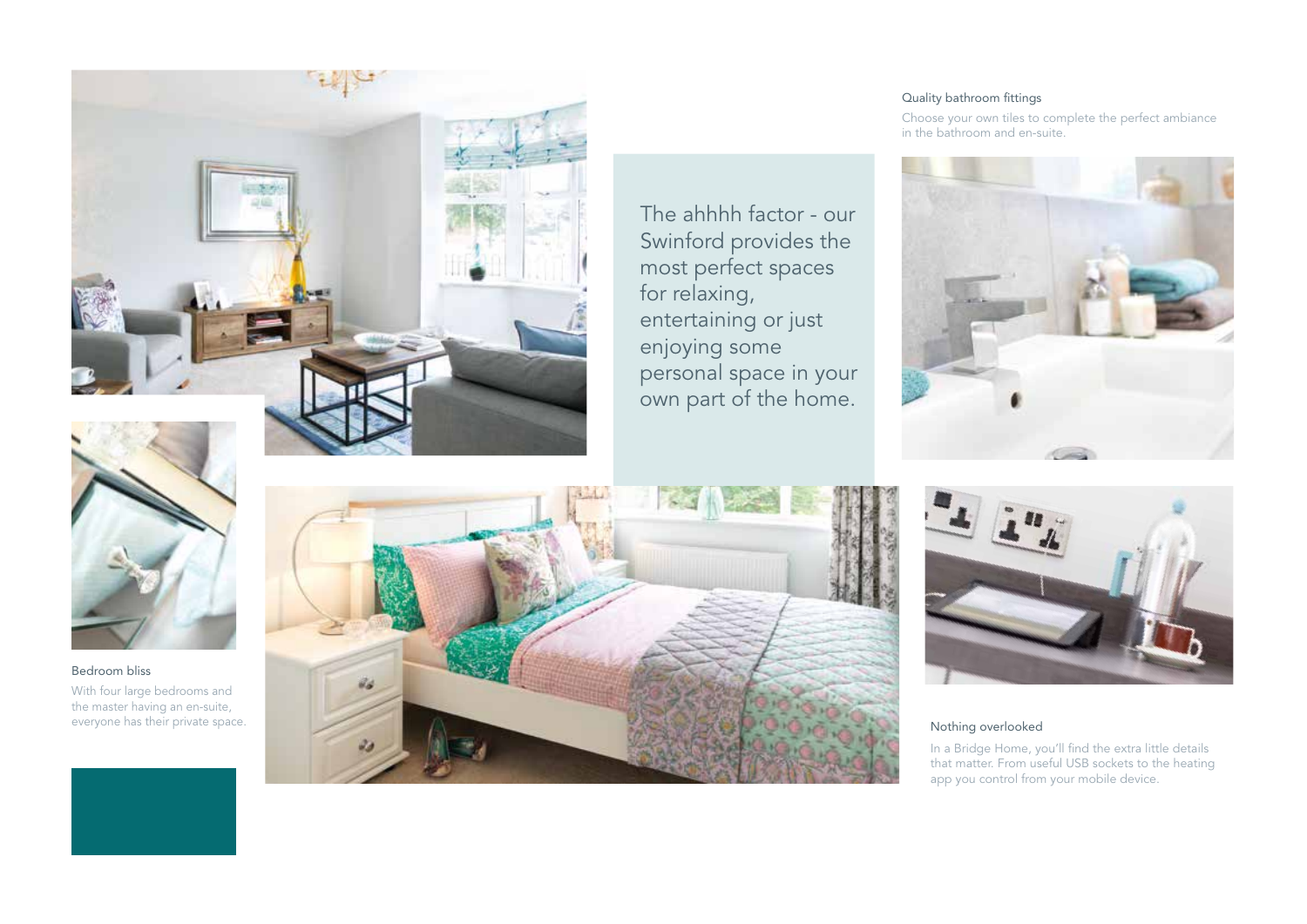The ahhhh factor - our Swinford provides the most perfect spaces for relaxing, entertaining or just enjoying some personal space in your own part of the home.

### Quality bathroom fittings

Choose your own tiles to complete the perfect ambiance in the bathroom and en-suite.

### Bedroom bliss

With four large bedrooms and the master having an en-suite, everyone has their private space.

### Nothing overlooked

In a Bridge Home, you'll find the extra little details that matter. From useful USB sockets to the heating app you control from your mobile device.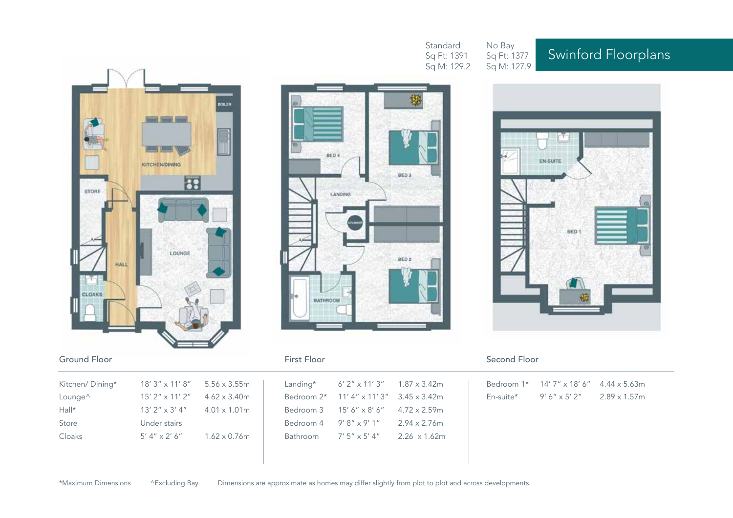# Swinford Floorplans

| Standard | No Bay |
|---|---|
| Sq Ft: 1391 | Sq Ft: 1377 |
| Sq M: 129.2 | Sq M: 127.9 |

## Ground Floor

| | | |
|---|---|---|
| Kitchen/ Dining* | 18′ 3″ x 11′ 8″ | 5.56 x 3.55m |
| Lounge^ | 15′ 2″ x 11′ 2″ | 4.62 x 3.40m |
| Hall* | 13′ 2″ x 3′ 4″ | 4.01 x 1.01m |
| Store | Under stairs | |
| Cloaks | 5′ 4″ x 2′ 6″ | 1.62 x 0.76m |

## First Floor

| | | |
|---|---|---|
| Landing* | 6′ 2″ x 11′ 3″ | 1.87 x 3.42m |
| Bedroom 2* | 11′ 4″ x 11′ 3″ | 3.45 x 3.42m |
| Bedroom 3 | 15′ 6″ x 8′ 6″ | 4.72 x 2.59m |
| Bedroom 4 | 9′ 8″ x 9′ 1″ | 2.94 x 2.76m |
| Bathroom | 7′ 5″ x 5′ 4″ | 2.26 x 1.62m |

## Second Floor

| | | |
|---|---|---|
| Bedroom 1* | 14′ 7″ x 18′ 6″ | 4.44 x 5.63m |
| En-suite* | 9′ 6″ x 5′ 2″ | 2.89 x 1.57m |

*Maximum Dimensions ^Excluding Bay Dimensions are approximate as homes may differ slightly from plot to plot and across developments.